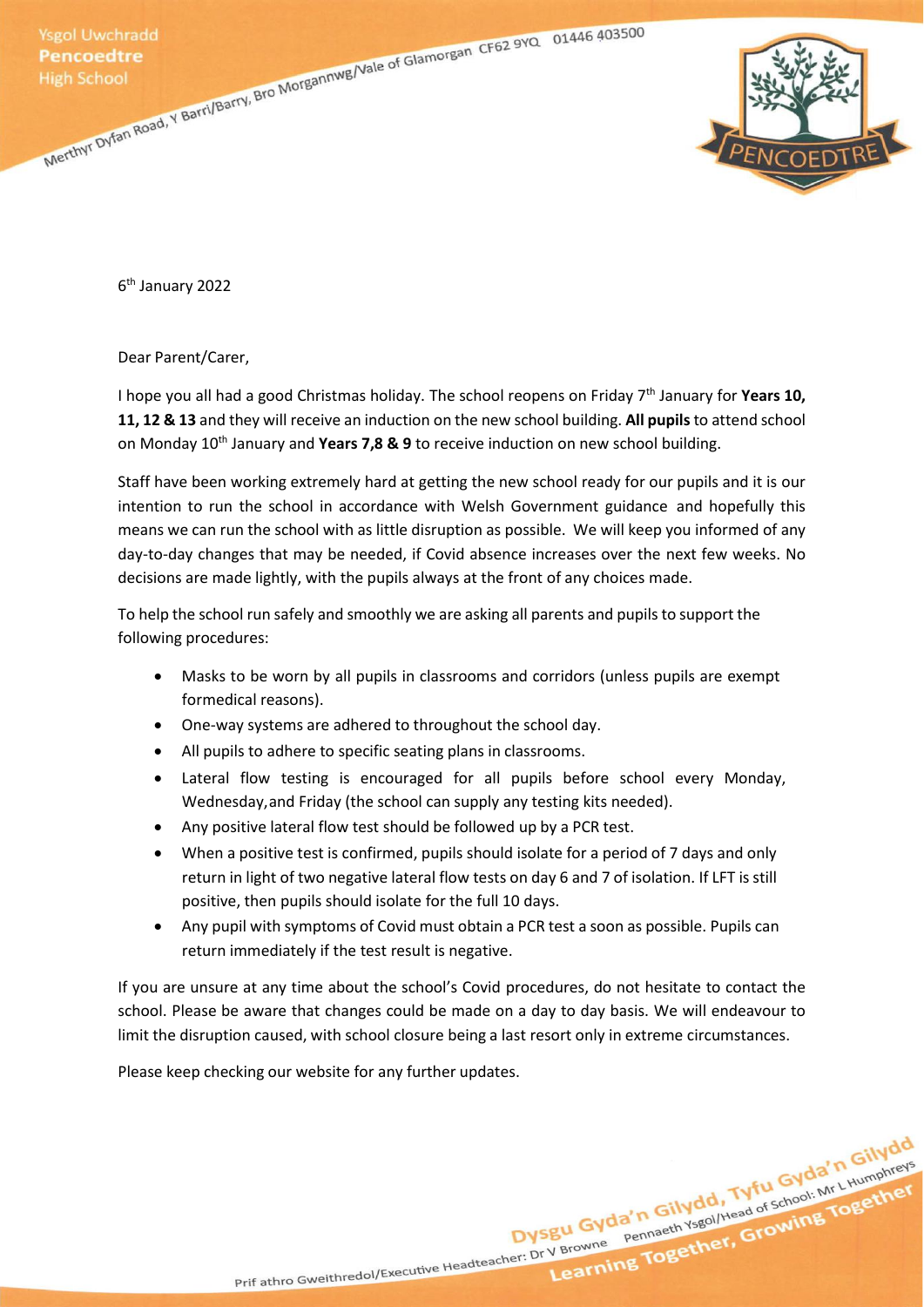6th January 2022

Dear Parent/Carer,

I hope you all had a good Christmas holiday. The school reopens on Friday 7th January for **Years 10, 11, 12 & 13** and they will receive an induction on the new school building. **All pupils** to attend school on Monday 10th January and **Years 7,8 & 9** to receive induction on new school building.

Staff have been working extremely hard at getting the new school ready for our pupils and it is our intention to run the school in accordance with Welsh Government guidance and hopefully this means we can run the school with as little disruption as possible. We will keep you informed of any day-to-day changes that may be needed, if Covid absence increases over the next few weeks. No decisions are made lightly, with the pupils always at the front of any choices made.

To help the school run safely and smoothly we are asking all parents and pupils to support the following procedures:

- Masks to be worn by all pupils in classrooms and corridors (unless pupils are exempt formedical reasons).
- One-way systems are adhered to throughout the school day.
- All pupils to adhere to specific seating plans in classrooms.
- Lateral flow testing is encouraged for all pupils before school every Monday, Wednesday,and Friday (the school can supply any testing kits needed).
- Any positive lateral flow test should be followed up by a PCR test.
- When a positive test is confirmed, pupils should isolate for a period of 7 days and only return in light of two negative lateral flow tests on day 6 and 7 of isolation. If LFT is still positive, then pupils should isolate for the full 10 days.
- Any pupil with symptoms of Covid must obtain a PCR test a soon as possible. Pupils can return immediately if the test result is negative.

If you are unsure at any time about the school's Covid procedures, do not hesitate to contact the school. Please be aware that changes could be made on a day to day basis. We will endeavour to limit the disruption caused, with school closure being a last resort only in extreme circumstances.

Please keep checking our website for any further updates.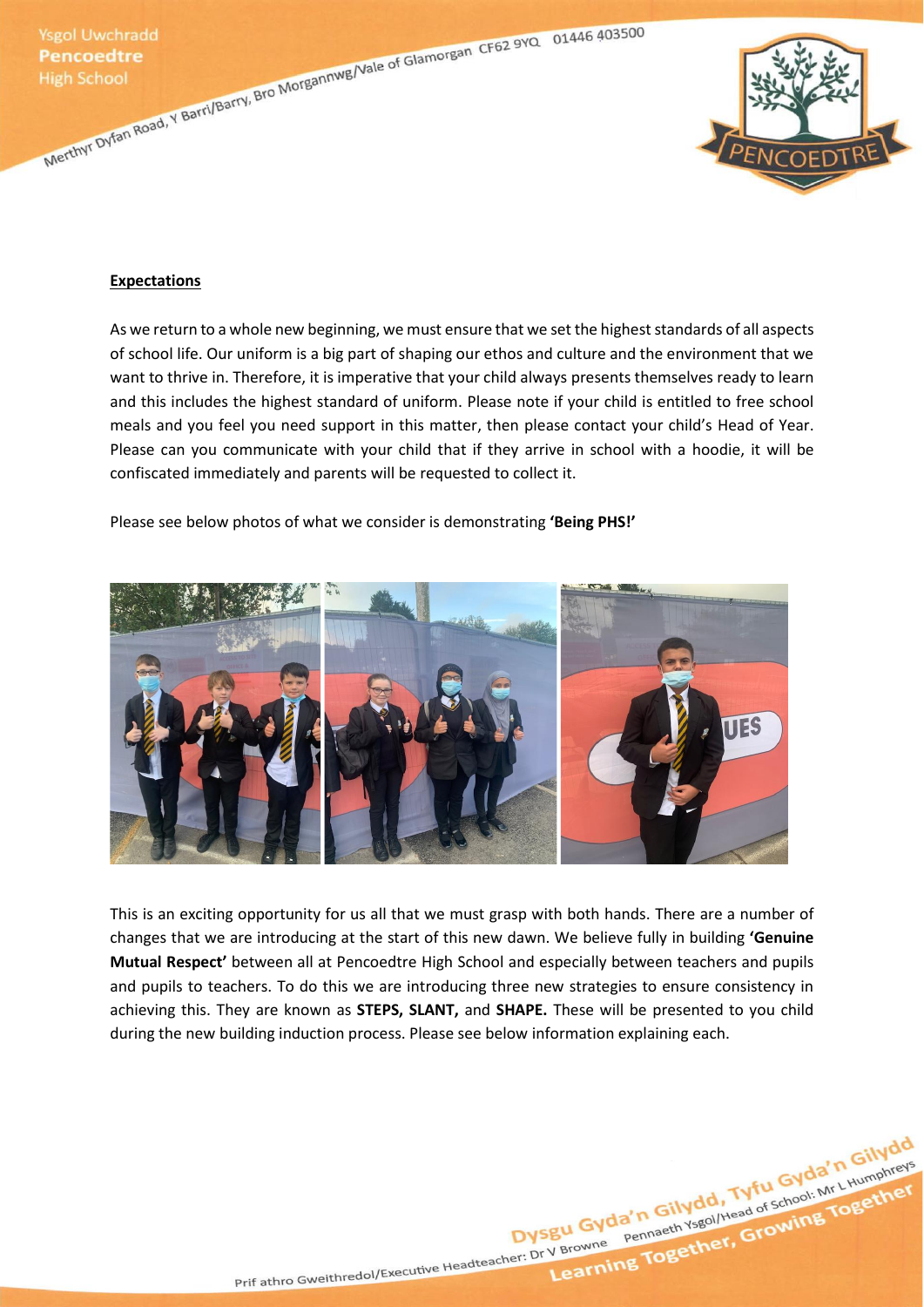**Expectations**

As we return to a whole new beginning, we must ensure that we set the highest standards of all aspects of school life. Our uniform is a big part of shaping our ethos and culture and the environment that we want to thrive in. Therefore, it is imperative that your child always presents themselves ready to learn and this includes the highest standard of uniform. Please note if your child is entitled to free school meals and you feel you need support in this matter, then please contact your child's Head of Year. Please can you communicate with your child that if they arrive in school with a hoodie, it will be confiscated immediately and parents will be requested to collect it.

Please see below photos of what we consider is demonstrating **'Being PHS!'**

This is an exciting opportunity for us all that we must grasp with both hands. There are a number of changes that we are introducing at the start of this new dawn. We believe fully in building **'Genuine Mutual Respect'** between all at Pencoedtre High School and especially between teachers and pupils and pupils to teachers. To do this we are introducing three new strategies to ensure consistency in achieving this. They are known as **STEPS, SLANT,** and **SHAPE.** These will be presented to you child during the new building induction process. Please see below information explaining each.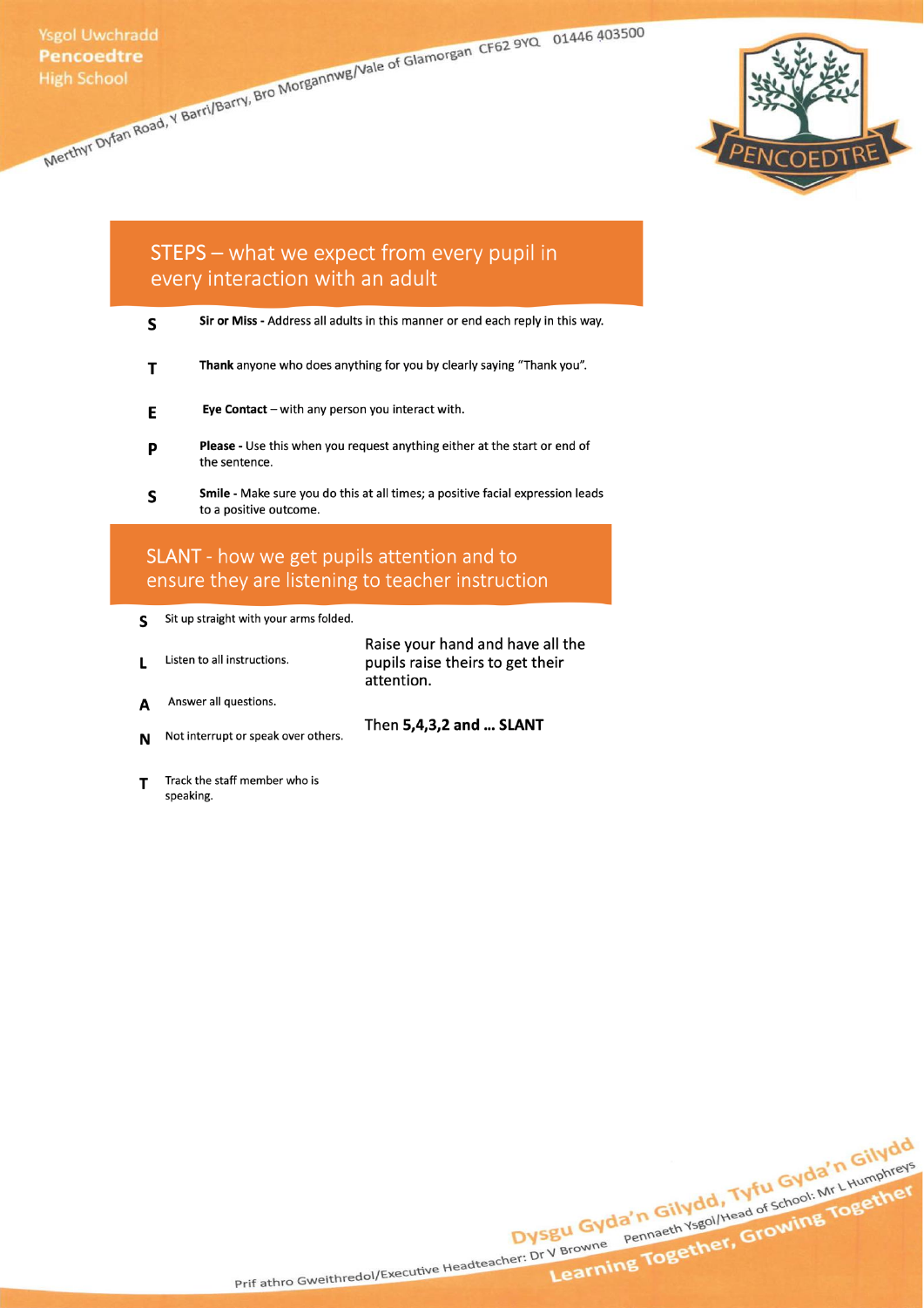## STEPS – what we expect from every pupil in every interaction with an adult

**S** **Sir or Miss -** Address all adults in this manner or end each reply in this way.

**T** **Thank** anyone who does anything for you by clearly saying "Thank you".

**E** **Eye Contact** – with any person you interact with.

**P** **Please -** Use this when you request anything either at the start or end of the sentence.

**S** **Smile -** Make sure you do this at all times; a positive facial expression leads to a positive outcome.

## SLANT - how we get pupils attention and to ensure they are listening to teacher instruction

**S** Sit up straight with your arms folded.

**L** Listen to all instructions.

**A** Answer all questions.

**N** Not interrupt or speak over others.

**T** Track the staff member who is speaking.

Raise your hand and have all the pupils raise theirs to get their attention.

Then **5,4,3,2 and … SLANT**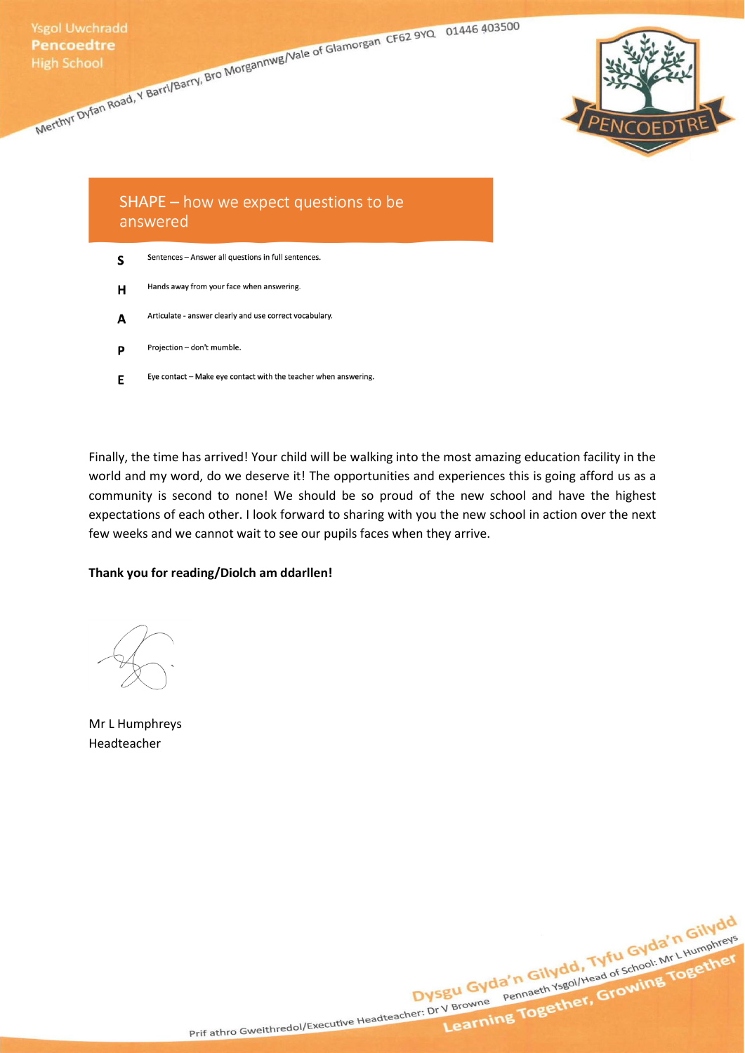## SHAPE – how we expect questions to be answered

**S** Sentences – Answer all questions in full sentences.

**H** Hands away from your face when answering.

**A** Articulate - answer clearly and use correct vocabulary.

**P** Projection – don't mumble.

**E** Eye contact – Make eye contact with the teacher when answering.

Finally, the time has arrived! Your child will be walking into the most amazing education facility in the world and my word, do we deserve it! The opportunities and experiences this is going afford us as a community is second to none! We should be so proud of the new school and have the highest expectations of each other. I look forward to sharing with you the new school in action over the next few weeks and we cannot wait to see our pupils faces when they arrive.

**Thank you for reading/Diolch am ddarllen!**

Mr L Humphreys
Headteacher